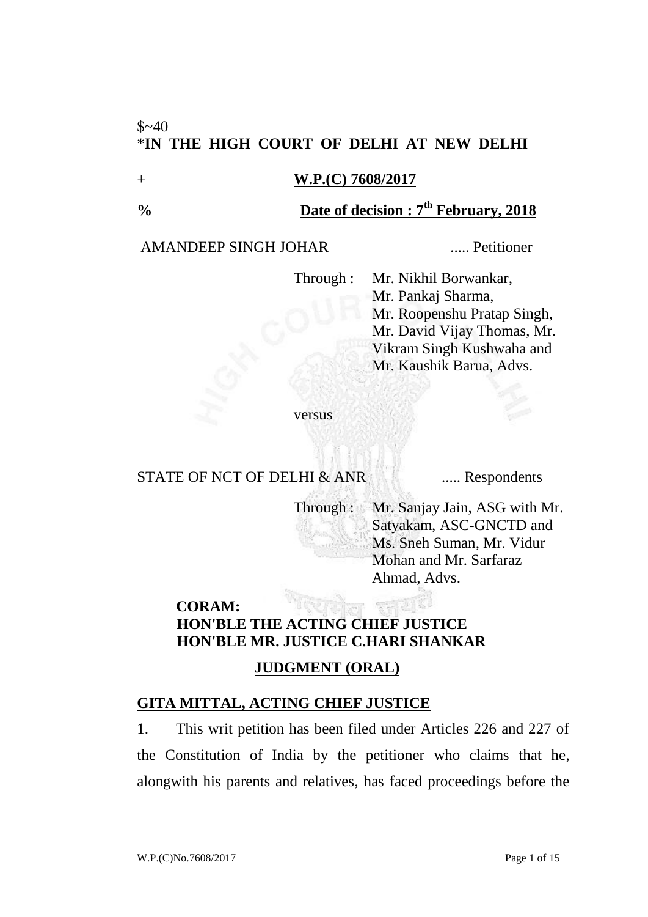$~40

*IN THE HIGH COURT OF DELHI AT NEW DELHI

+ **W.P.(C) 7608/2017**

% **Date of decision : 7th February, 2018**

AMANDEEP SINGH JOHAR ..... Petitioner

Through : Mr. Nikhil Borwankar, Mr. Pankaj Sharma, Mr. Roopenshu Pratap Singh, Mr. David Vijay Thomas, Mr. Vikram Singh Kushwaha and Mr. Kaushik Barua, Advs.

versus

STATE OF NCT OF DELHI & ANR ..... Respondents

Through : Mr. Sanjay Jain, ASG with Mr. Satyakam, ASC-GNCTD and Ms. Sneh Suman, Mr. Vidur Mohan and Mr. Sarfaraz Ahmad, Advs.

**CORAM:**
**HON'BLE THE ACTING CHIEF JUSTICE**
**HON'BLE MR. JUSTICE C.HARI SHANKAR**

**JUDGMENT (ORAL)**

**GITA MITTAL, ACTING CHIEF JUSTICE**

1. This writ petition has been filed under Articles 226 and 227 of the Constitution of India by the petitioner who claims that he, alongwith his parents and relatives, has faced proceedings before the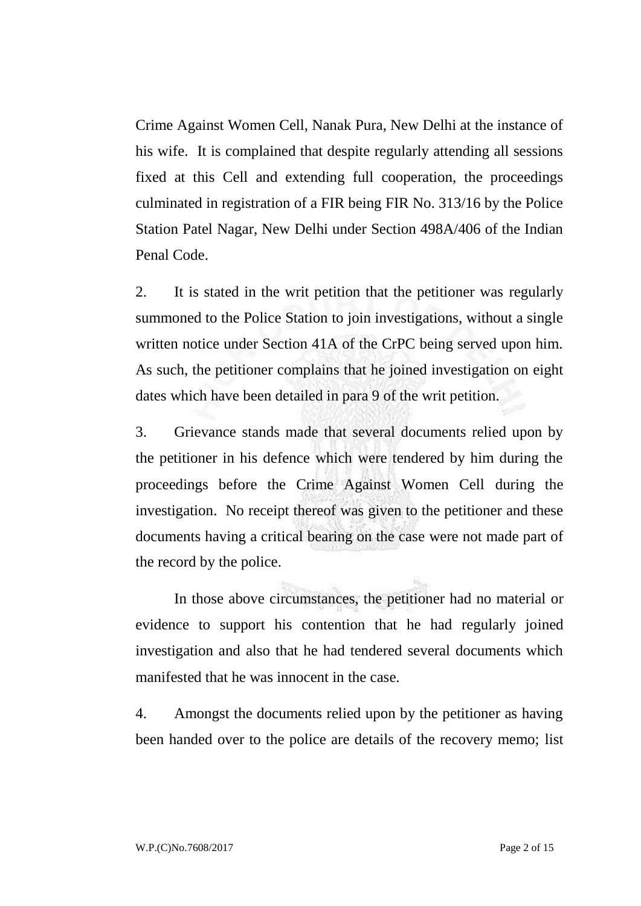Crime Against Women Cell, Nanak Pura, New Delhi at the instance of his wife. It is complained that despite regularly attending all sessions fixed at this Cell and extending full cooperation, the proceedings culminated in registration of a FIR being FIR No. 313/16 by the Police Station Patel Nagar, New Delhi under Section 498A/406 of the Indian Penal Code.

2. It is stated in the writ petition that the petitioner was regularly summoned to the Police Station to join investigations, without a single written notice under Section 41A of the CrPC being served upon him. As such, the petitioner complains that he joined investigation on eight dates which have been detailed in para 9 of the writ petition.

3. Grievance stands made that several documents relied upon by the petitioner in his defence which were tendered by him during the proceedings before the Crime Against Women Cell during the investigation. No receipt thereof was given to the petitioner and these documents having a critical bearing on the case were not made part of the record by the police.

In those above circumstances, the petitioner had no material or evidence to support his contention that he had regularly joined investigation and also that he had tendered several documents which manifested that he was innocent in the case.

4. Amongst the documents relied upon by the petitioner as having been handed over to the police are details of the recovery memo; list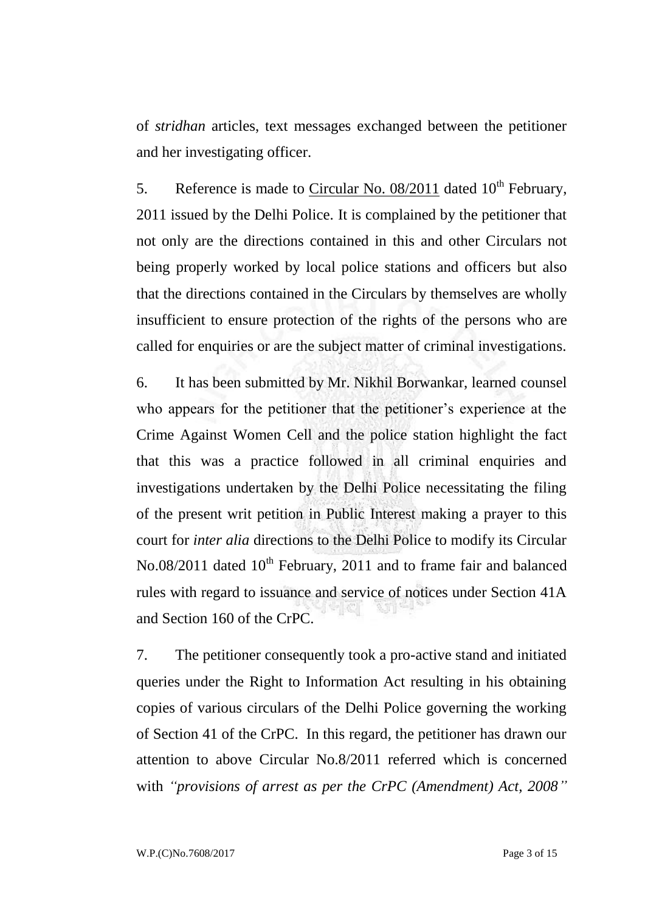of *stridhan* articles, text messages exchanged between the petitioner and her investigating officer.

5. Reference is made to Circular No. 08/2011 dated 10th February, 2011 issued by the Delhi Police. It is complained by the petitioner that not only are the directions contained in this and other Circulars not being properly worked by local police stations and officers but also that the directions contained in the Circulars by themselves are wholly insufficient to ensure protection of the rights of the persons who are called for enquiries or are the subject matter of criminal investigations.

6. It has been submitted by Mr. Nikhil Borwankar, learned counsel who appears for the petitioner that the petitioner's experience at the Crime Against Women Cell and the police station highlight the fact that this was a practice followed in all criminal enquiries and investigations undertaken by the Delhi Police necessitating the filing of the present writ petition in Public Interest making a prayer to this court for *inter alia* directions to the Delhi Police to modify its Circular No.08/2011 dated 10th February, 2011 and to frame fair and balanced rules with regard to issuance and service of notices under Section 41A and Section 160 of the CrPC.

7. The petitioner consequently took a pro-active stand and initiated queries under the Right to Information Act resulting in his obtaining copies of various circulars of the Delhi Police governing the working of Section 41 of the CrPC. In this regard, the petitioner has drawn our attention to above Circular No.8/2011 referred which is concerned with *"provisions of arrest as per the CrPC (Amendment) Act, 2008"*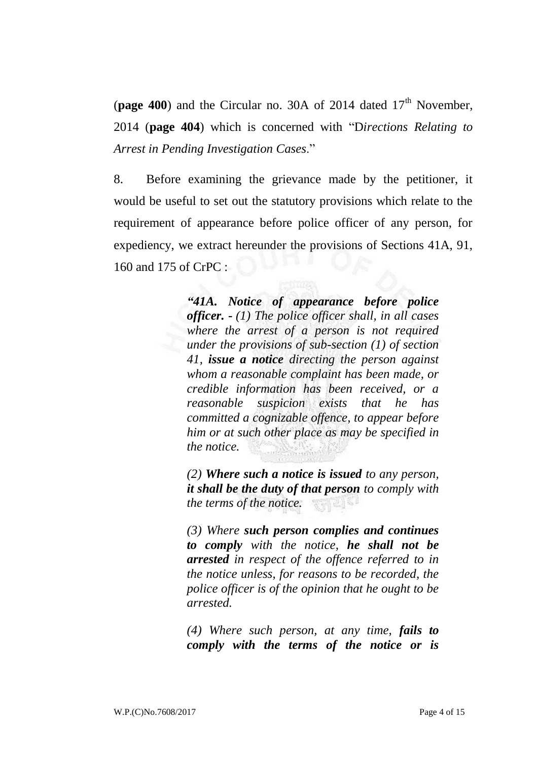(**page 400**) and the Circular no. 30A of 2014 dated 17th November, 2014 (**page 404**) which is concerned with "D*irections Relating to Arrest in Pending Investigation Cases*."

8. Before examining the grievance made by the petitioner, it would be useful to set out the statutory provisions which relate to the requirement of appearance before police officer of any person, for expediency, we extract hereunder the provisions of Sections 41A, 91, 160 and 175 of CrPC :

> ***"41A. Notice of appearance before police officer.*** *- (1) The police officer shall, in all cases where the arrest of a person is not required under the provisions of sub-section (1) of section 41,* ***issue a notice*** *directing the person against whom a reasonable complaint has been made, or credible information has been received, or a reasonable suspicion exists that he has committed a cognizable offence, to appear before him or at such other place as may be specified in the notice.*
>
> *(2)* ***Where such a notice is issued*** *to any person,* ***it shall be the duty of that person*** *to comply with the terms of the notice.*
>
> *(3) Where* ***such person complies and continues to comply*** *with the notice,* ***he shall not be arrested*** *in respect of the offence referred to in the notice unless, for reasons to be recorded, the police officer is of the opinion that he ought to be arrested.*
>
> *(4) Where such person, at any time,* ***fails to comply with the terms of the notice or is***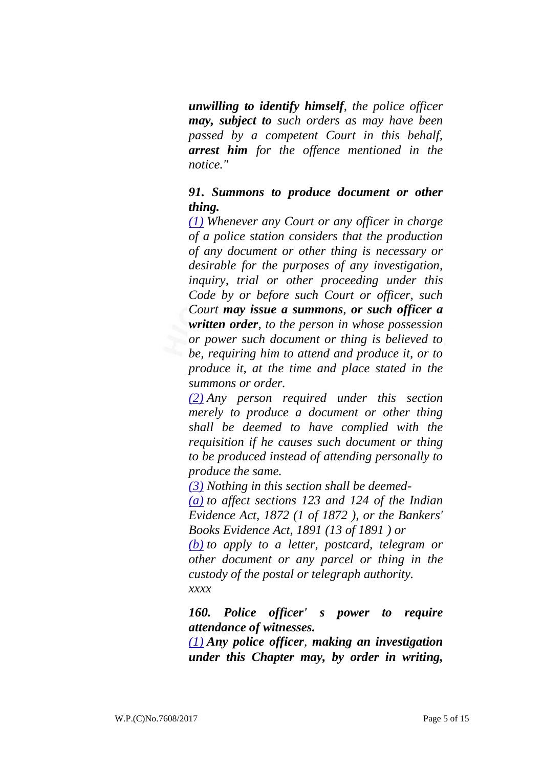***unwilling to identify himself**, the police officer **may, subject to** such orders as may have been passed by a competent Court in this behalf, **arrest him** for the offence mentioned in the notice."*

***91. Summons to produce document or other thing.***

*[(1)](#) Whenever any Court or any officer in charge of a police station considers that the production of any document or other thing is necessary or desirable for the purposes of any investigation, inquiry, trial or other proceeding under this Code by or before such Court or officer, such Court **may issue a summons**, **or such officer a written order**, to the person in whose possession or power such document or thing is believed to be, requiring him to attend and produce it, or to produce it, at the time and place stated in the summons or order.*

*[(2)](#) Any person required under this section merely to produce a document or other thing shall be deemed to have complied with the requisition if he causes such document or thing to be produced instead of attending personally to produce the same.*

*[(3)](#) Nothing in this section shall be deemed-*

*[(a)](#) to affect sections 123 and 124 of the Indian Evidence Act, 1872 (1 of 1872 ), or the Bankers' Books Evidence Act, 1891 (13 of 1891 ) or*

*[(b)](#) to apply to a letter, postcard, telegram or other document or any parcel or thing in the custody of the postal or telegraph authority.*

*xxxx*

***160. Police officer' s power to require attendance of witnesses.***

*[(1)](#) **Any police officer**, **making an investigation under this Chapter may, by order in writing,***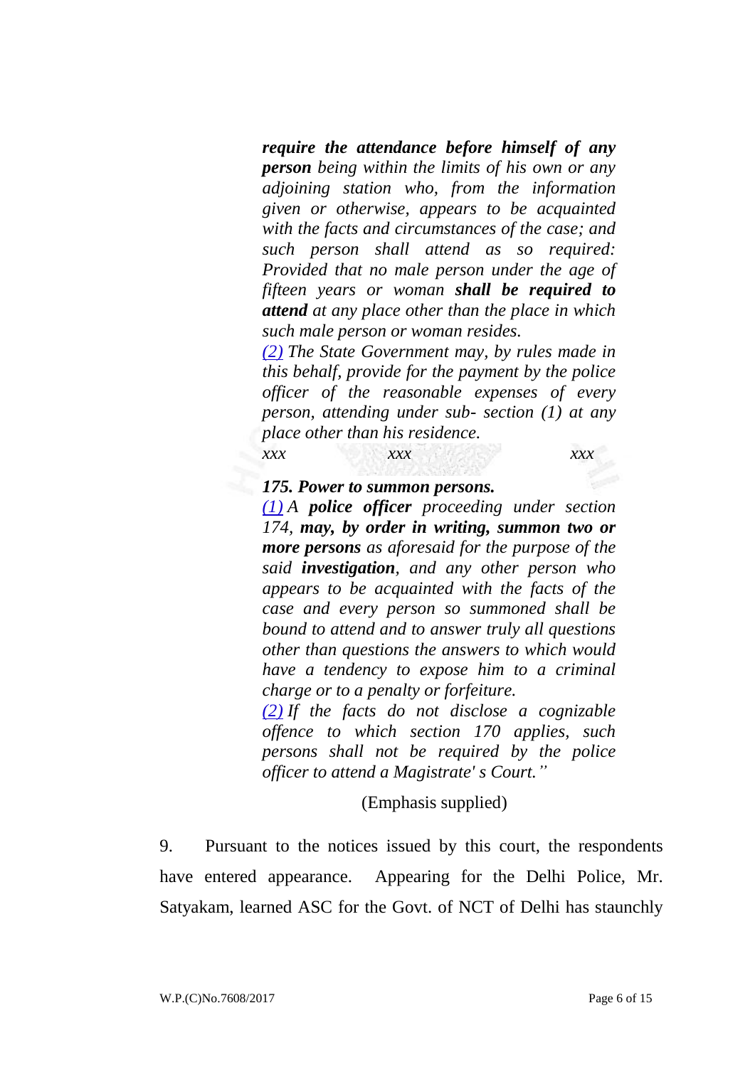*__require the attendance before himself of any person__ being within the limits of his own or any adjoining station who, from the information given or otherwise, appears to be acquainted with the facts and circumstances of the case; and such person shall attend as so required: Provided that no male person under the age of fifteen years or woman __shall be required to attend__ at any place other than the place in which such male person or woman resides.*

*(2) The State Government may, by rules made in this behalf, provide for the payment by the police officer of the reasonable expenses of every person, attending under sub- section (1) at any place other than his residence.*

*xxx xxx xxx*

***175. Power to summon persons.***

*(1) A __police officer__ proceeding under section 174, __may, by order in writing, summon two or more persons__ as aforesaid for the purpose of the said __investigation__, and any other person who appears to be acquainted with the facts of the case and every person so summoned shall be bound to attend and to answer truly all questions other than questions the answers to which would have a tendency to expose him to a criminal charge or to a penalty or forfeiture.*

*(2) If the facts do not disclose a cognizable offence to which section 170 applies, such persons shall not be required by the police officer to attend a Magistrate' s Court."*

(Emphasis supplied)

9. Pursuant to the notices issued by this court, the respondents have entered appearance. Appearing for the Delhi Police, Mr. Satyakam, learned ASC for the Govt. of NCT of Delhi has staunchly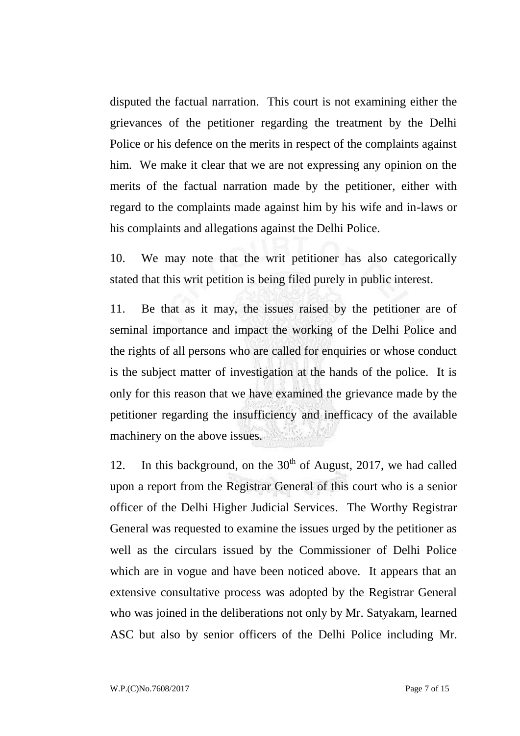disputed the factual narration. This court is not examining either the grievances of the petitioner regarding the treatment by the Delhi Police or his defence on the merits in respect of the complaints against him. We make it clear that we are not expressing any opinion on the merits of the factual narration made by the petitioner, either with regard to the complaints made against him by his wife and in-laws or his complaints and allegations against the Delhi Police.

10. We may note that the writ petitioner has also categorically stated that this writ petition is being filed purely in public interest.

11. Be that as it may, the issues raised by the petitioner are of seminal importance and impact the working of the Delhi Police and the rights of all persons who are called for enquiries or whose conduct is the subject matter of investigation at the hands of the police. It is only for this reason that we have examined the grievance made by the petitioner regarding the insufficiency and inefficacy of the available machinery on the above issues.

12. In this background, on the 30th of August, 2017, we had called upon a report from the Registrar General of this court who is a senior officer of the Delhi Higher Judicial Services. The Worthy Registrar General was requested to examine the issues urged by the petitioner as well as the circulars issued by the Commissioner of Delhi Police which are in vogue and have been noticed above. It appears that an extensive consultative process was adopted by the Registrar General who was joined in the deliberations not only by Mr. Satyakam, learned ASC but also by senior officers of the Delhi Police including Mr.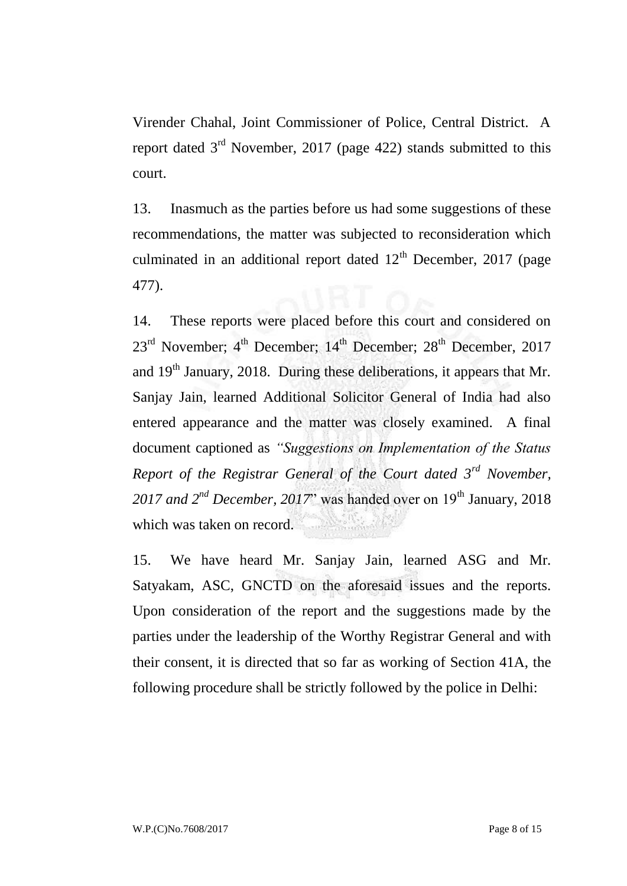Virender Chahal, Joint Commissioner of Police, Central District. A report dated 3rd November, 2017 (page 422) stands submitted to this court.

13. Inasmuch as the parties before us had some suggestions of these recommendations, the matter was subjected to reconsideration which culminated in an additional report dated 12th December, 2017 (page 477).

14. These reports were placed before this court and considered on 23rd November; 4th December; 14th December; 28th December, 2017 and 19th January, 2018. During these deliberations, it appears that Mr. Sanjay Jain, learned Additional Solicitor General of India had also entered appearance and the matter was closely examined. A final document captioned as *"Suggestions on Implementation of the Status Report of the Registrar General of the Court dated 3rd November, 2017 and 2nd December, 2017*" was handed over on 19th January, 2018 which was taken on record.

15. We have heard Mr. Sanjay Jain, learned ASG and Mr. Satyakam, ASC, GNCTD on the aforesaid issues and the reports. Upon consideration of the report and the suggestions made by the parties under the leadership of the Worthy Registrar General and with their consent, it is directed that so far as working of Section 41A, the following procedure shall be strictly followed by the police in Delhi: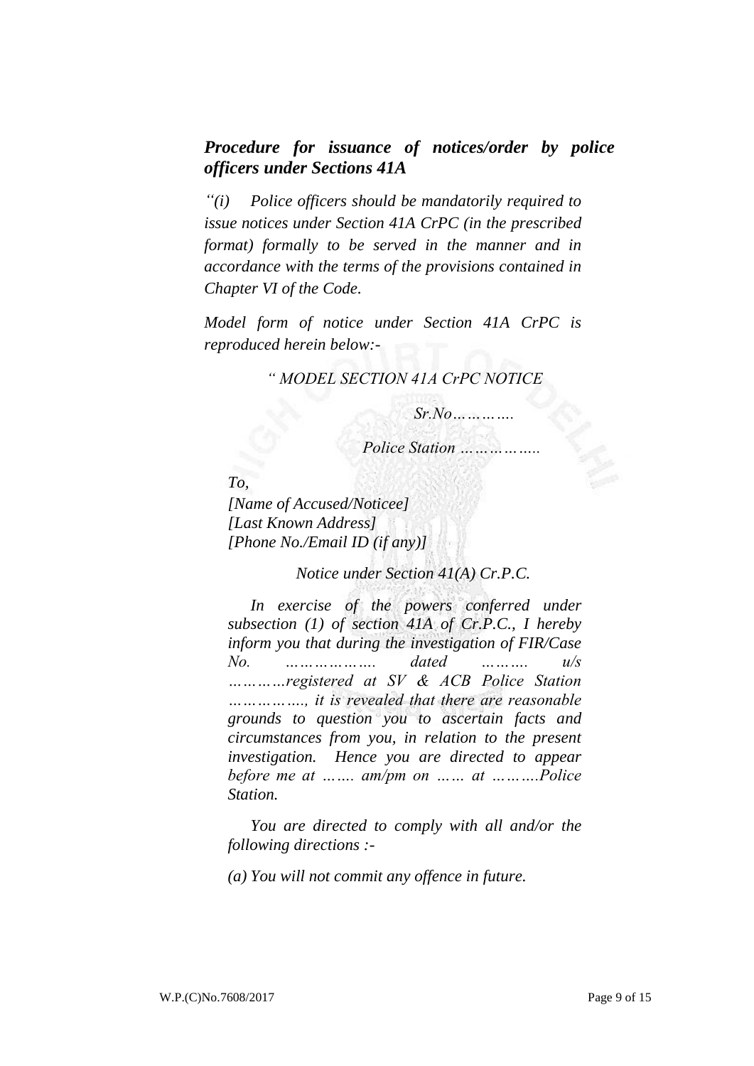***Procedure for issuance of notices/order by police officers under Sections 41A***

*"(i) Police officers should be mandatorily required to issue notices under Section 41A CrPC (in the prescribed format) formally to be served in the manner and in accordance with the terms of the provisions contained in Chapter VI of the Code.*

*Model form of notice under Section 41A CrPC is reproduced herein below:-*

*" MODEL SECTION 41A CrPC NOTICE*

*Sr.No………….*

*Police Station ……………..*

*To,*
*[Name of Accused/Noticee]*
*[Last Known Address]*
*[Phone No./Email ID (if any)]*

*Notice under Section 41(A) Cr.P.C.*

*In exercise of the powers conferred under subsection (1) of section 41A of Cr.P.C., I hereby inform you that during the investigation of FIR/Case No. ………………. dated ………. u/s …………registered at SV & ACB Police Station ……………., it is revealed that there are reasonable grounds to question you to ascertain facts and circumstances from you, in relation to the present investigation. Hence you are directed to appear before me at ……. am/pm on …… at ……….Police Station.*

*You are directed to comply with all and/or the following directions :-*

*(a) You will not commit any offence in future.*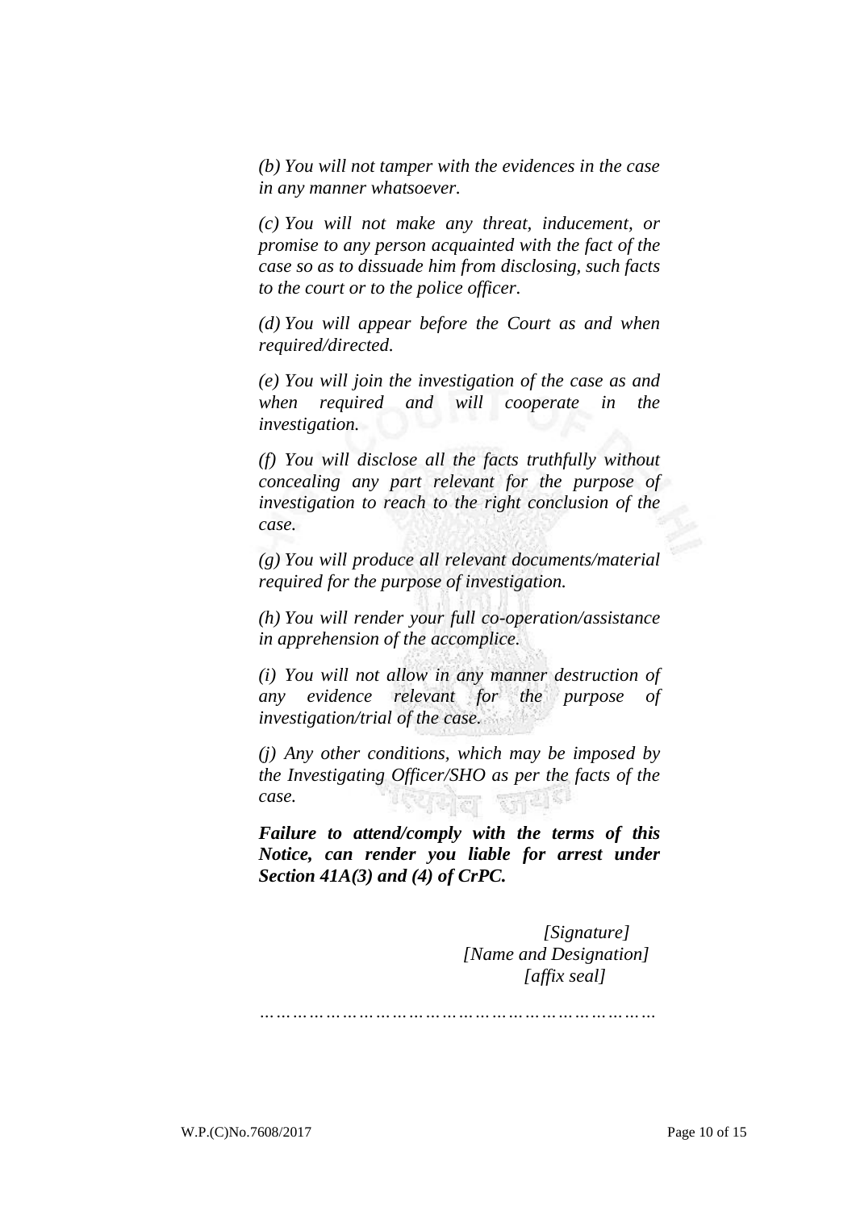*(b) You will not tamper with the evidences in the case in any manner whatsoever.*

*(c) You will not make any threat, inducement, or promise to any person acquainted with the fact of the case so as to dissuade him from disclosing, such facts to the court or to the police officer.*

*(d) You will appear before the Court as and when required/directed.*

*(e) You will join the investigation of the case as and when required and will cooperate in the investigation.*

*(f) You will disclose all the facts truthfully without concealing any part relevant for the purpose of investigation to reach to the right conclusion of the case.*

*(g) You will produce all relevant documents/material required for the purpose of investigation.*

*(h) You will render your full co-operation/assistance in apprehension of the accomplice.*

*(i) You will not allow in any manner destruction of any evidence relevant for the purpose of investigation/trial of the case.*

*(j) Any other conditions, which may be imposed by the Investigating Officer/SHO as per the facts of the case.*

***Failure to attend/comply with the terms of this Notice, can render you liable for arrest under Section 41A(3) and (4) of CrPC.***

*[Signature]*
*[Name and Designation]*
*[affix seal]*

*………………………………………………………………*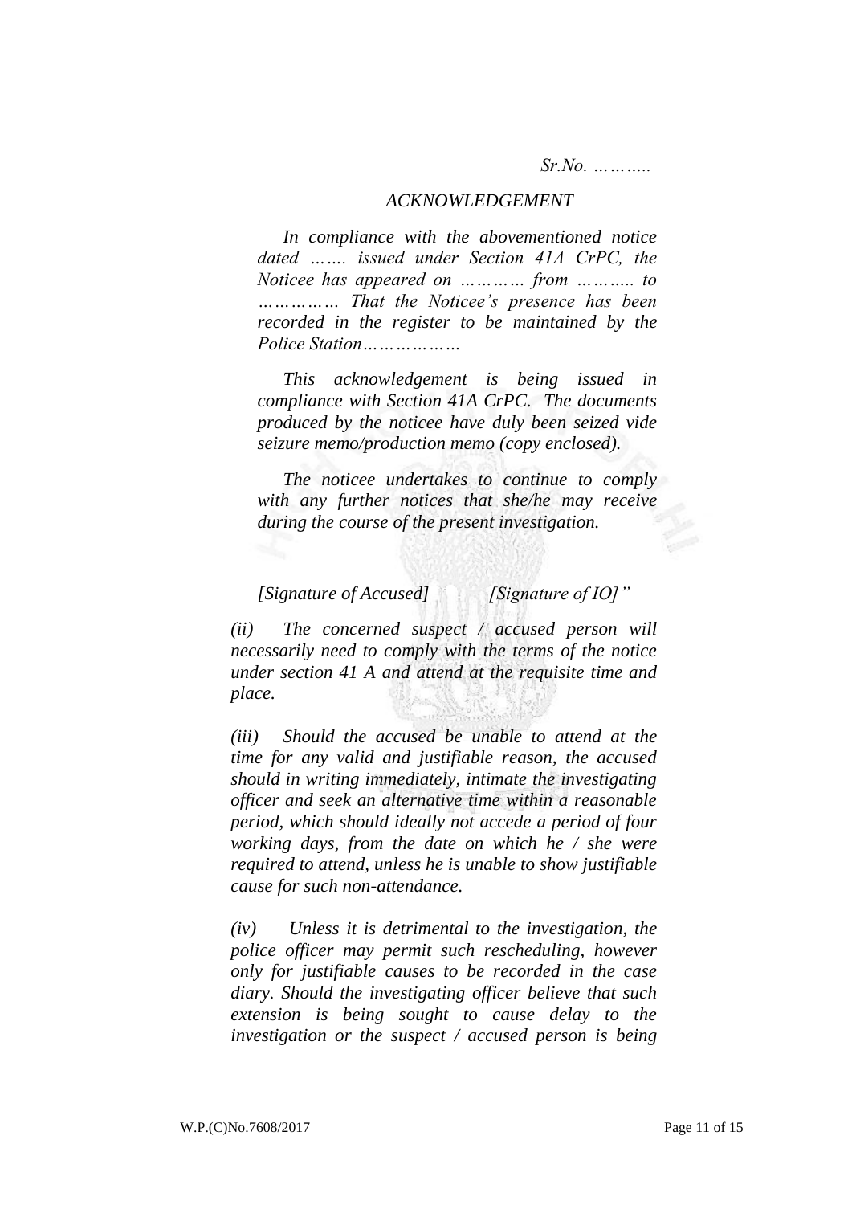*Sr.No. ………..*

*ACKNOWLEDGEMENT*

*In compliance with the abovementioned notice dated ……. issued under Section 41A CrPC, the Noticee has appeared on ………… from ……….. to …………… That the Noticee's presence has been recorded in the register to be maintained by the Police Station………………*

*This acknowledgement is being issued in compliance with Section 41A CrPC. The documents produced by the noticee have duly been seized vide seizure memo/production memo (copy enclosed).*

*The noticee undertakes to continue to comply with any further notices that she/he may receive during the course of the present investigation.*

*[Signature of Accused] [Signature of IO]"*

*(ii) The concerned suspect / accused person will necessarily need to comply with the terms of the notice under section 41 A and attend at the requisite time and place.*

*(iii) Should the accused be unable to attend at the time for any valid and justifiable reason, the accused should in writing immediately, intimate the investigating officer and seek an alternative time within a reasonable period, which should ideally not accede a period of four working days, from the date on which he / she were required to attend, unless he is unable to show justifiable cause for such non-attendance.*

*(iv) Unless it is detrimental to the investigation, the police officer may permit such rescheduling, however only for justifiable causes to be recorded in the case diary. Should the investigating officer believe that such extension is being sought to cause delay to the investigation or the suspect / accused person is being*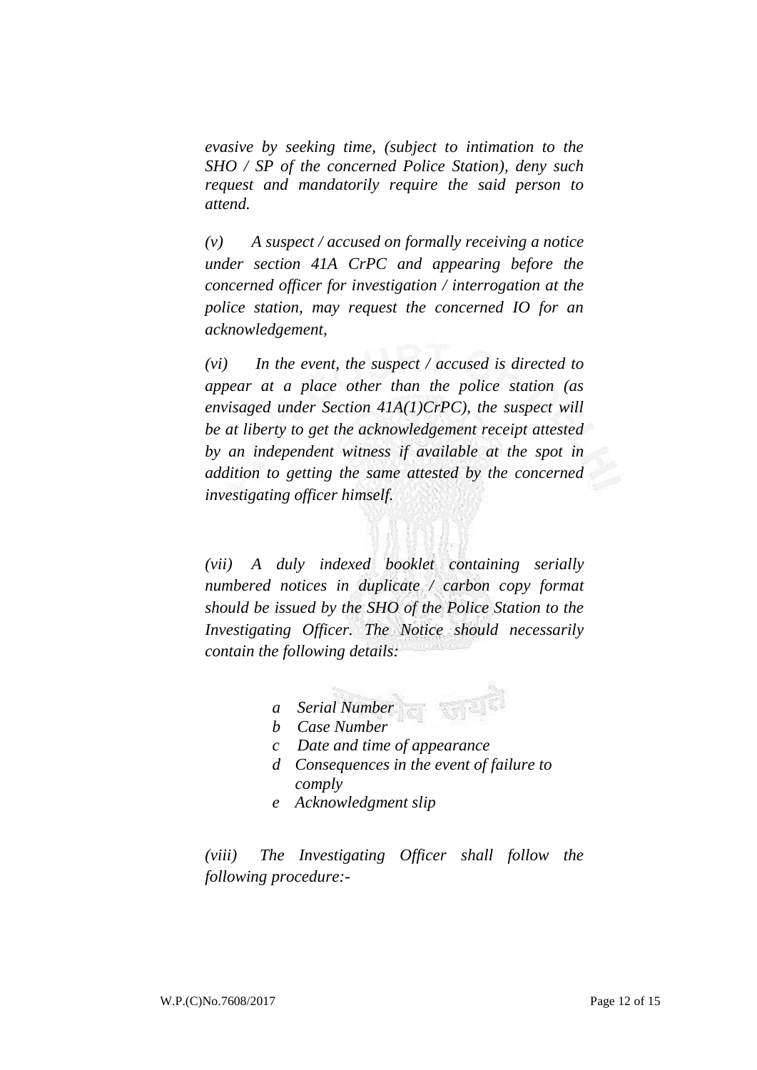*evasive by seeking time, (subject to intimation to the SHO / SP of the concerned Police Station), deny such request and mandatorily require the said person to attend.*

*(v) A suspect / accused on formally receiving a notice under section 41A CrPC and appearing before the concerned officer for investigation / interrogation at the police station, may request the concerned IO for an acknowledgement,*

*(vi) In the event, the suspect / accused is directed to appear at a place other than the police station (as envisaged under Section 41A(1)CrPC), the suspect will be at liberty to get the acknowledgement receipt attested by an independent witness if available at the spot in addition to getting the same attested by the concerned investigating officer himself.*

*(vii) A duly indexed booklet containing serially numbered notices in duplicate / carbon copy format should be issued by the SHO of the Police Station to the Investigating Officer. The Notice should necessarily contain the following details:*

- *a Serial Number*
- *b Case Number*
- *c Date and time of appearance*
- *d Consequences in the event of failure to comply*
- *e Acknowledgment slip*

*(viii) The Investigating Officer shall follow the following procedure:-*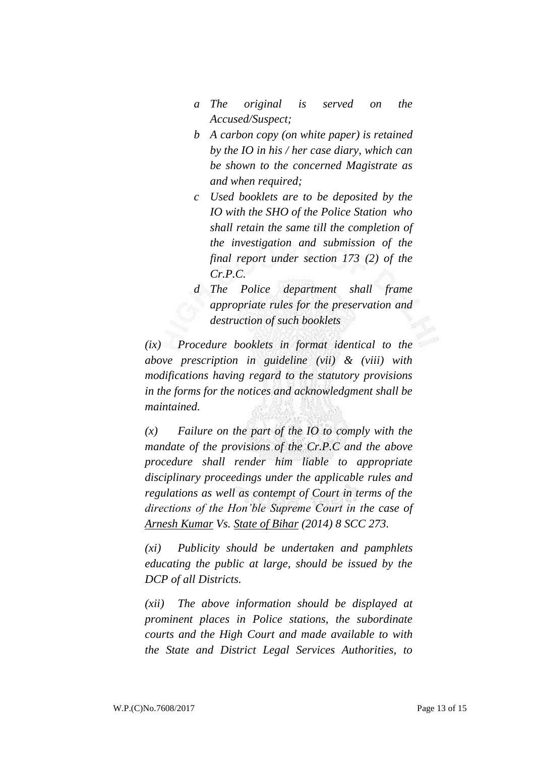*a The original is served on the Accused/Suspect;*

*b A carbon copy (on white paper) is retained by the IO in his / her case diary, which can be shown to the concerned Magistrate as and when required;*

*c Used booklets are to be deposited by the IO with the SHO of the Police Station who shall retain the same till the completion of the investigation and submission of the final report under section 173 (2) of the Cr.P.C.*

*d The Police department shall frame appropriate rules for the preservation and destruction of such booklets*

*(ix) Procedure booklets in format identical to the above prescription in guideline (vii) & (viii) with modifications having regard to the statutory provisions in the forms for the notices and acknowledgment shall be maintained.*

*(x) Failure on the part of the IO to comply with the mandate of the provisions of the Cr.P.C and the above procedure shall render him liable to appropriate disciplinary proceedings under the applicable rules and regulations as well as contempt of Court in terms of the directions of the Hon'ble Supreme Court in the case of <u>Arnesh Kumar</u> Vs. <u>State of Bihar</u> (2014) 8 SCC 273.*

*(xi) Publicity should be undertaken and pamphlets educating the public at large, should be issued by the DCP of all Districts.*

*(xii) The above information should be displayed at prominent places in Police stations, the subordinate courts and the High Court and made available to with the State and District Legal Services Authorities, to*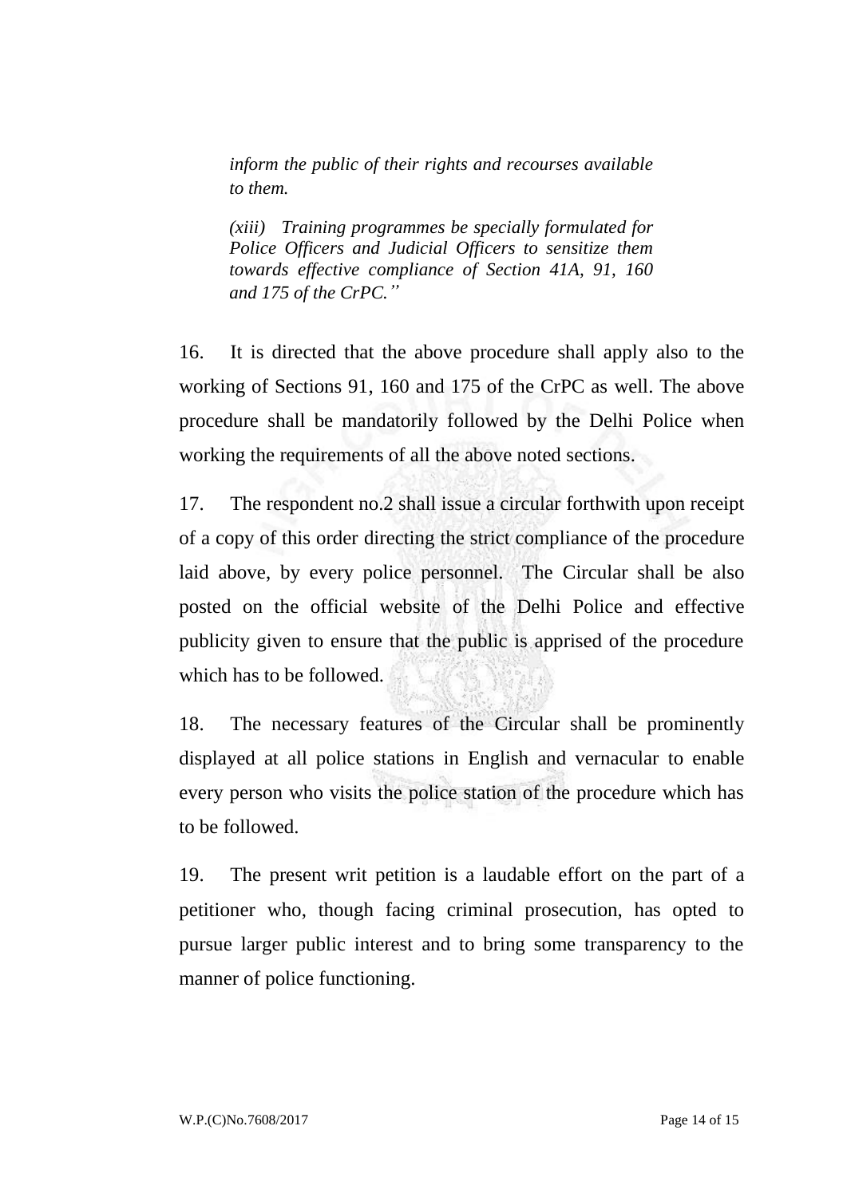*inform the public of their rights and recourses available to them.*

*(xiii) Training programmes be specially formulated for Police Officers and Judicial Officers to sensitize them towards effective compliance of Section 41A, 91, 160 and 175 of the CrPC."*

16. It is directed that the above procedure shall apply also to the working of Sections 91, 160 and 175 of the CrPC as well. The above procedure shall be mandatorily followed by the Delhi Police when working the requirements of all the above noted sections.

17. The respondent no.2 shall issue a circular forthwith upon receipt of a copy of this order directing the strict compliance of the procedure laid above, by every police personnel. The Circular shall be also posted on the official website of the Delhi Police and effective publicity given to ensure that the public is apprised of the procedure which has to be followed.

18. The necessary features of the Circular shall be prominently displayed at all police stations in English and vernacular to enable every person who visits the police station of the procedure which has to be followed.

19. The present writ petition is a laudable effort on the part of a petitioner who, though facing criminal prosecution, has opted to pursue larger public interest and to bring some transparency to the manner of police functioning.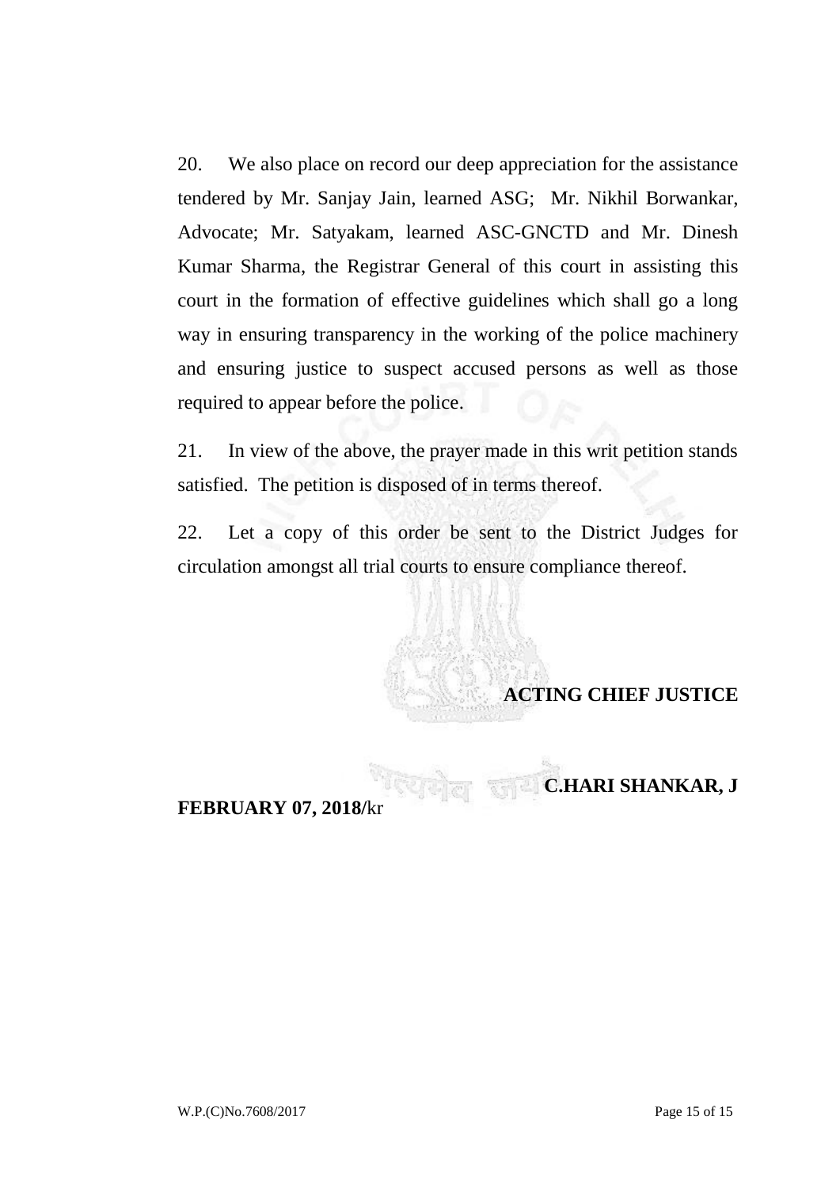20. We also place on record our deep appreciation for the assistance tendered by Mr. Sanjay Jain, learned ASG; Mr. Nikhil Borwankar, Advocate; Mr. Satyakam, learned ASC-GNCTD and Mr. Dinesh Kumar Sharma, the Registrar General of this court in assisting this court in the formation of effective guidelines which shall go a long way in ensuring transparency in the working of the police machinery and ensuring justice to suspect accused persons as well as those required to appear before the police.

21. In view of the above, the prayer made in this writ petition stands satisfied. The petition is disposed of in terms thereof.

22. Let a copy of this order be sent to the District Judges for circulation amongst all trial courts to ensure compliance thereof.

**ACTING CHIEF JUSTICE**

**C.HARI SHANKAR, J**

**FEBRUARY 07, 2018**/kr